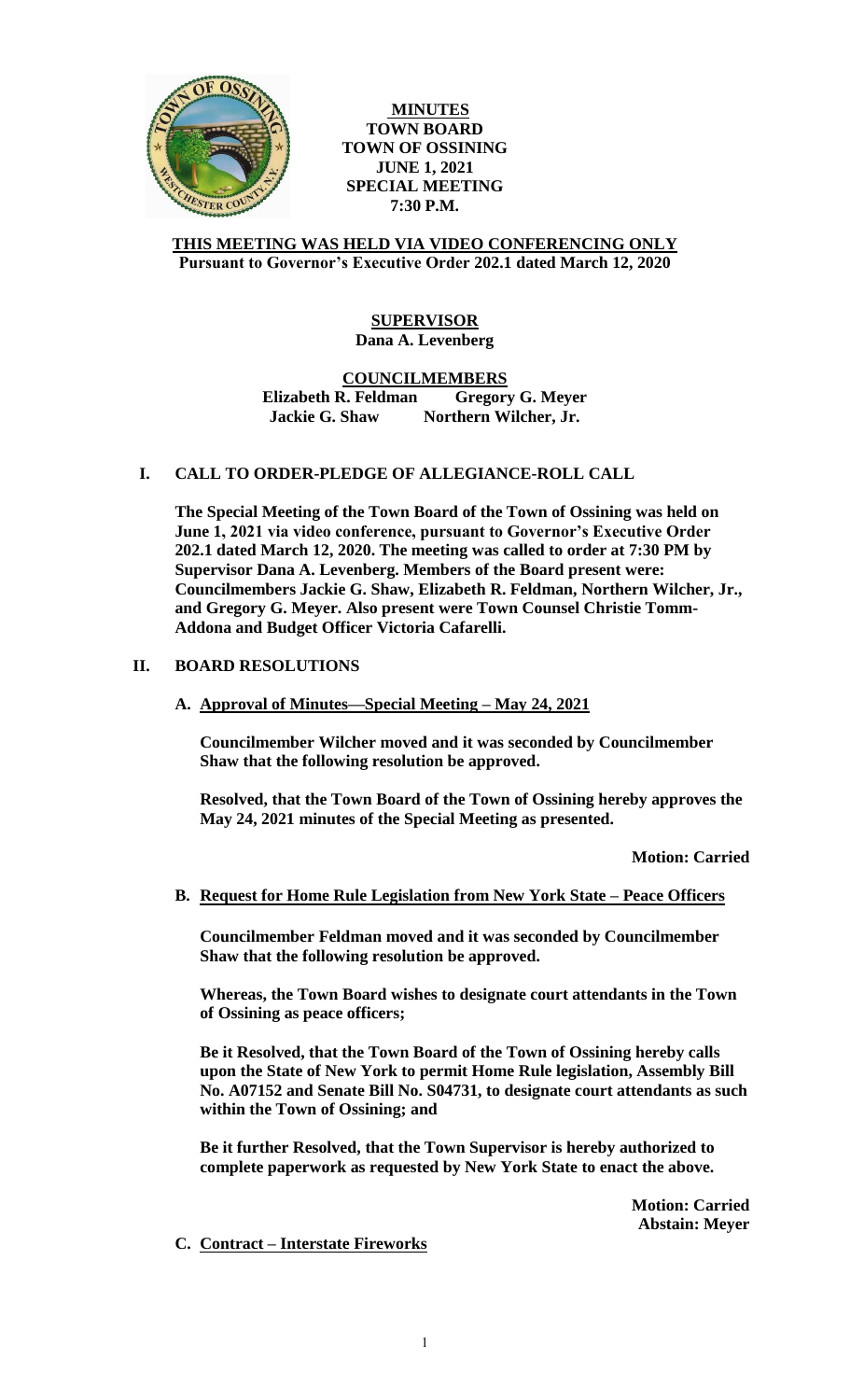**MINUTES**
**TOWN BOARD**
**TOWN OF OSSINING**
**JUNE 1, 2021**
**SPECIAL MEETING**
**7:30 P.M.**

**THIS MEETING WAS HELD VIA VIDEO CONFERENCING ONLY**
**Pursuant to Governor's Executive Order 202.1 dated March 12, 2020**

**SUPERVISOR**
**Dana A. Levenberg**

**COUNCILMEMBERS**
**Elizabeth R. Feldman Gregory G. Meyer**
**Jackie G. Shaw Northern Wilcher, Jr.**

## I. CALL TO ORDER-PLEDGE OF ALLEGIANCE-ROLL CALL

**The Special Meeting of the Town Board of the Town of Ossining was held on June 1, 2021 via video conference, pursuant to Governor's Executive Order 202.1 dated March 12, 2020. The meeting was called to order at 7:30 PM by Supervisor Dana A. Levenberg. Members of the Board present were: Councilmembers Jackie G. Shaw, Elizabeth R. Feldman, Northern Wilcher, Jr., and Gregory G. Meyer. Also present were Town Counsel Christie Tomm-Addona and Budget Officer Victoria Cafarelli.**

## II. BOARD RESOLUTIONS

### A. Approval of Minutes—Special Meeting – May 24, 2021

**Councilmember Wilcher moved and it was seconded by Councilmember Shaw that the following resolution be approved.**

**Resolved, that the Town Board of the Town of Ossining hereby approves the May 24, 2021 minutes of the Special Meeting as presented.**

**Motion: Carried**

### B. Request for Home Rule Legislation from New York State – Peace Officers

**Councilmember Feldman moved and it was seconded by Councilmember Shaw that the following resolution be approved.**

**Whereas, the Town Board wishes to designate court attendants in the Town of Ossining as peace officers;**

**Be it Resolved, that the Town Board of the Town of Ossining hereby calls upon the State of New York to permit Home Rule legislation, Assembly Bill No. A07152 and Senate Bill No. S04731, to designate court attendants as such within the Town of Ossining; and**

**Be it further Resolved, that the Town Supervisor is hereby authorized to complete paperwork as requested by New York State to enact the above.**

**Motion: Carried**
**Abstain: Meyer**

### C. Contract – Interstate Fireworks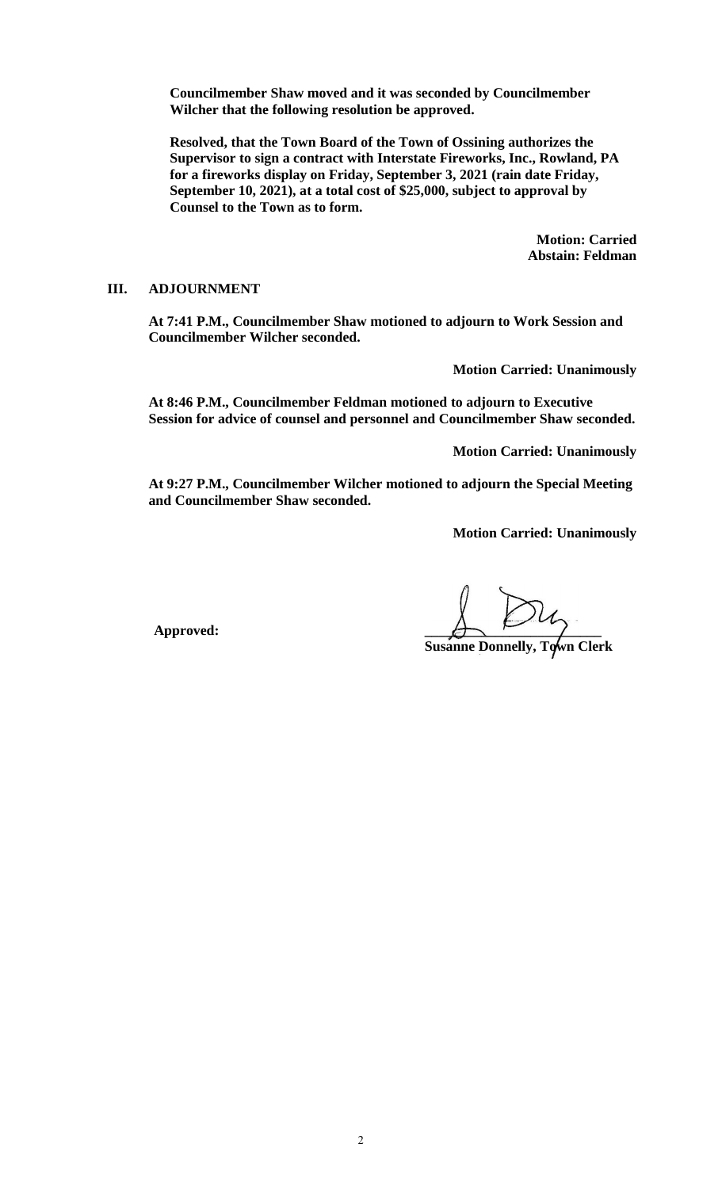**Councilmember Shaw moved and it was seconded by Councilmember Wilcher that the following resolution be approved.**

**Resolved, that the Town Board of the Town of Ossining authorizes the Supervisor to sign a contract with Interstate Fireworks, Inc., Rowland, PA for a fireworks display on Friday, September 3, 2021 (rain date Friday, September 10, 2021), at a total cost of $25,000, subject to approval by Counsel to the Town as to form.**

**Motion: Carried**
**Abstain: Feldman**

## III. ADJOURNMENT

**At 7:41 P.M., Councilmember Shaw motioned to adjourn to Work Session and Councilmember Wilcher seconded.**

**Motion Carried: Unanimously**

**At 8:46 P.M., Councilmember Feldman motioned to adjourn to Executive Session for advice of counsel and personnel and Councilmember Shaw seconded.**

**Motion Carried: Unanimously**

**At 9:27 P.M., Councilmember Wilcher motioned to adjourn the Special Meeting and Councilmember Shaw seconded.**

**Motion Carried: Unanimously**

**Approved:**

**Susanne Donnelly, Town Clerk**